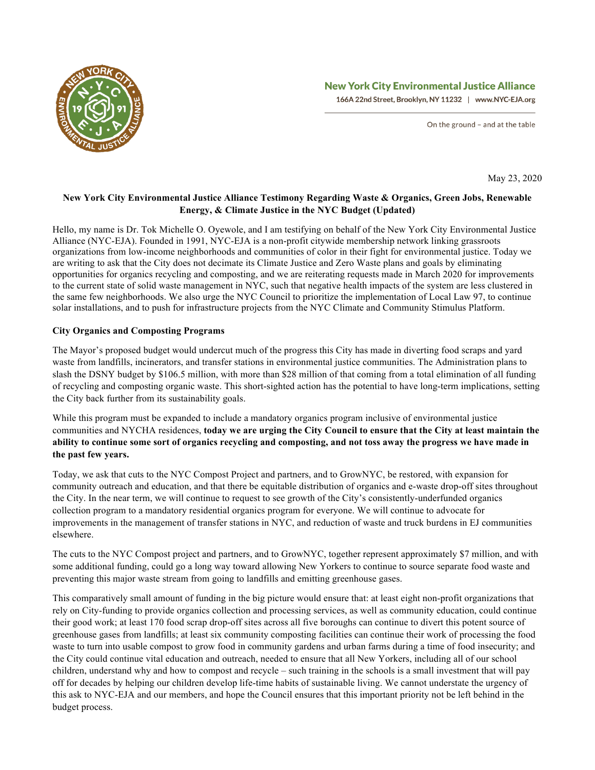**New York City Environmental Justice Alliance**

166A 22nd Street, Brooklyn, NY 11232 | www.NYC-EJA.org

On the ground – and at the table

May 23, 2020

**New York City Environmental Justice Alliance Testimony Regarding Waste & Organics, Green Jobs, Renewable Energy, & Climate Justice in the NYC Budget (Updated)**

Hello, my name is Dr. Tok Michelle O. Oyewole, and I am testifying on behalf of the New York City Environmental Justice Alliance (NYC-EJA). Founded in 1991, NYC-EJA is a non-profit citywide membership network linking grassroots organizations from low-income neighborhoods and communities of color in their fight for environmental justice. Today we are writing to ask that the City does not decimate its Climate Justice and Zero Waste plans and goals by eliminating opportunities for organics recycling and composting, and we are reiterating requests made in March 2020 for improvements to the current state of solid waste management in NYC, such that negative health impacts of the system are less clustered in the same few neighborhoods. We also urge the NYC Council to prioritize the implementation of Local Law 97, to continue solar installations, and to push for infrastructure projects from the NYC Climate and Community Stimulus Platform.

**City Organics and Composting Programs**

The Mayor's proposed budget would undercut much of the progress this City has made in diverting food scraps and yard waste from landfills, incinerators, and transfer stations in environmental justice communities. The Administration plans to slash the DSNY budget by $106.5 million, with more than $28 million of that coming from a total elimination of all funding of recycling and composting organic waste. This short-sighted action has the potential to have long-term implications, setting the City back further from its sustainability goals.

While this program must be expanded to include a mandatory organics program inclusive of environmental justice communities and NYCHA residences, **today we are urging the City Council to ensure that the City at least maintain the ability to continue some sort of organics recycling and composting, and not toss away the progress we have made in the past few years.**

Today, we ask that cuts to the NYC Compost Project and partners, and to GrowNYC, be restored, with expansion for community outreach and education, and that there be equitable distribution of organics and e-waste drop-off sites throughout the City. In the near term, we will continue to request to see growth of the City's consistently-underfunded organics collection program to a mandatory residential organics program for everyone. We will continue to advocate for improvements in the management of transfer stations in NYC, and reduction of waste and truck burdens in EJ communities elsewhere.

The cuts to the NYC Compost project and partners, and to GrowNYC, together represent approximately $7 million, and with some additional funding, could go a long way toward allowing New Yorkers to continue to source separate food waste and preventing this major waste stream from going to landfills and emitting greenhouse gases.

This comparatively small amount of funding in the big picture would ensure that: at least eight non-profit organizations that rely on City-funding to provide organics collection and processing services, as well as community education, could continue their good work; at least 170 food scrap drop-off sites across all five boroughs can continue to divert this potent source of greenhouse gases from landfills; at least six community composting facilities can continue their work of processing the food waste to turn into usable compost to grow food in community gardens and urban farms during a time of food insecurity; and the City could continue vital education and outreach, needed to ensure that all New Yorkers, including all of our school children, understand why and how to compost and recycle – such training in the schools is a small investment that will pay off for decades by helping our children develop life-time habits of sustainable living. We cannot understate the urgency of this ask to NYC-EJA and our members, and hope the Council ensures that this important priority not be left behind in the budget process.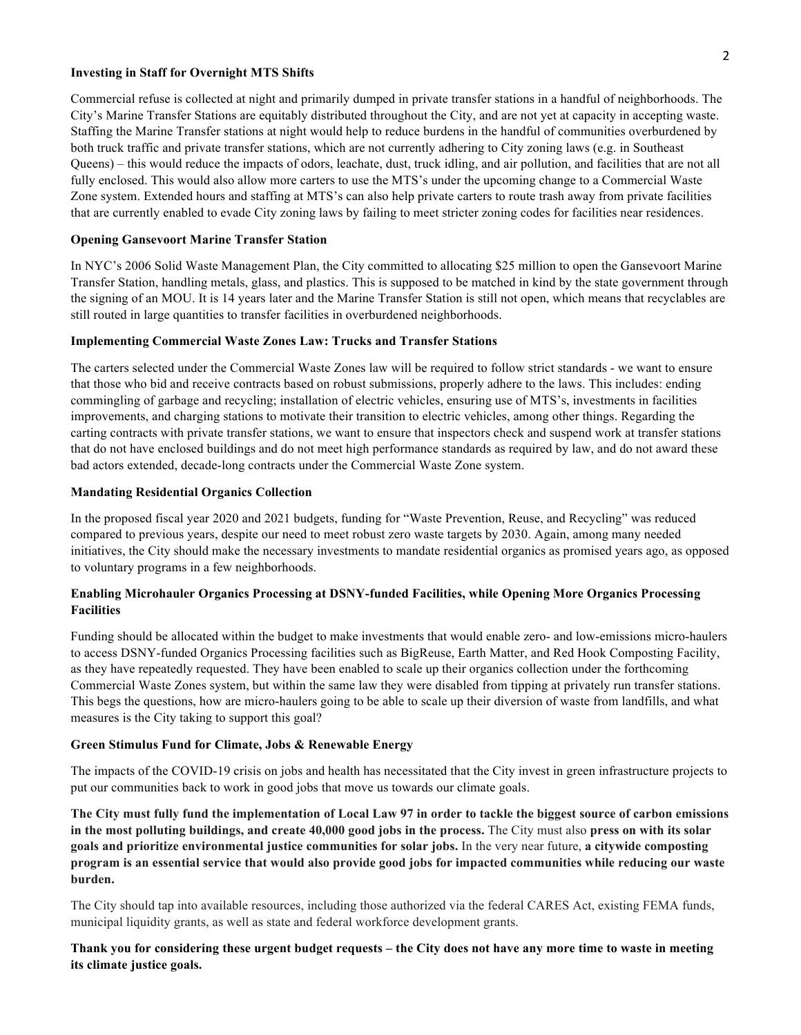### Investing in Staff for Overnight MTS Shifts

Commercial refuse is collected at night and primarily dumped in private transfer stations in a handful of neighborhoods. The City's Marine Transfer Stations are equitably distributed throughout the City, and are not yet at capacity in accepting waste. Staffing the Marine Transfer stations at night would help to reduce burdens in the handful of communities overburdened by both truck traffic and private transfer stations, which are not currently adhering to City zoning laws (e.g. in Southeast Queens) – this would reduce the impacts of odors, leachate, dust, truck idling, and air pollution, and facilities that are not all fully enclosed. This would also allow more carters to use the MTS's under the upcoming change to a Commercial Waste Zone system. Extended hours and staffing at MTS's can also help private carters to route trash away from private facilities that are currently enabled to evade City zoning laws by failing to meet stricter zoning codes for facilities near residences.

### Opening Gansevoort Marine Transfer Station

In NYC's 2006 Solid Waste Management Plan, the City committed to allocating $25 million to open the Gansevoort Marine Transfer Station, handling metals, glass, and plastics. This is supposed to be matched in kind by the state government through the signing of an MOU. It is 14 years later and the Marine Transfer Station is still not open, which means that recyclables are still routed in large quantities to transfer facilities in overburdened neighborhoods.

### Implementing Commercial Waste Zones Law: Trucks and Transfer Stations

The carters selected under the Commercial Waste Zones law will be required to follow strict standards - we want to ensure that those who bid and receive contracts based on robust submissions, properly adhere to the laws. This includes: ending commingling of garbage and recycling; installation of electric vehicles, ensuring use of MTS's, investments in facilities improvements, and charging stations to motivate their transition to electric vehicles, among other things. Regarding the carting contracts with private transfer stations, we want to ensure that inspectors check and suspend work at transfer stations that do not have enclosed buildings and do not meet high performance standards as required by law, and do not award these bad actors extended, decade-long contracts under the Commercial Waste Zone system.

### Mandating Residential Organics Collection

In the proposed fiscal year 2020 and 2021 budgets, funding for "Waste Prevention, Reuse, and Recycling" was reduced compared to previous years, despite our need to meet robust zero waste targets by 2030. Again, among many needed initiatives, the City should make the necessary investments to mandate residential organics as promised years ago, as opposed to voluntary programs in a few neighborhoods.

### Enabling Microhauler Organics Processing at DSNY-funded Facilities, while Opening More Organics Processing Facilities

Funding should be allocated within the budget to make investments that would enable zero- and low-emissions micro-haulers to access DSNY-funded Organics Processing facilities such as BigReuse, Earth Matter, and Red Hook Composting Facility, as they have repeatedly requested. They have been enabled to scale up their organics collection under the forthcoming Commercial Waste Zones system, but within the same law they were disabled from tipping at privately run transfer stations. This begs the questions, how are micro-haulers going to be able to scale up their diversion of waste from landfills, and what measures is the City taking to support this goal?

### Green Stimulus Fund for Climate, Jobs & Renewable Energy

The impacts of the COVID-19 crisis on jobs and health has necessitated that the City invest in green infrastructure projects to put our communities back to work in good jobs that move us towards our climate goals.

**The City must fully fund the implementation of Local Law 97 in order to tackle the biggest source of carbon emissions in the most polluting buildings, and create 40,000 good jobs in the process.** The City must also **press on with its solar goals and prioritize environmental justice communities for solar jobs.** In the very near future, **a citywide composting program is an essential service that would also provide good jobs for impacted communities while reducing our waste burden.**

The City should tap into available resources, including those authorized via the federal CARES Act, existing FEMA funds, municipal liquidity grants, as well as state and federal workforce development grants.

**Thank you for considering these urgent budget requests – the City does not have any more time to waste in meeting its climate justice goals.**